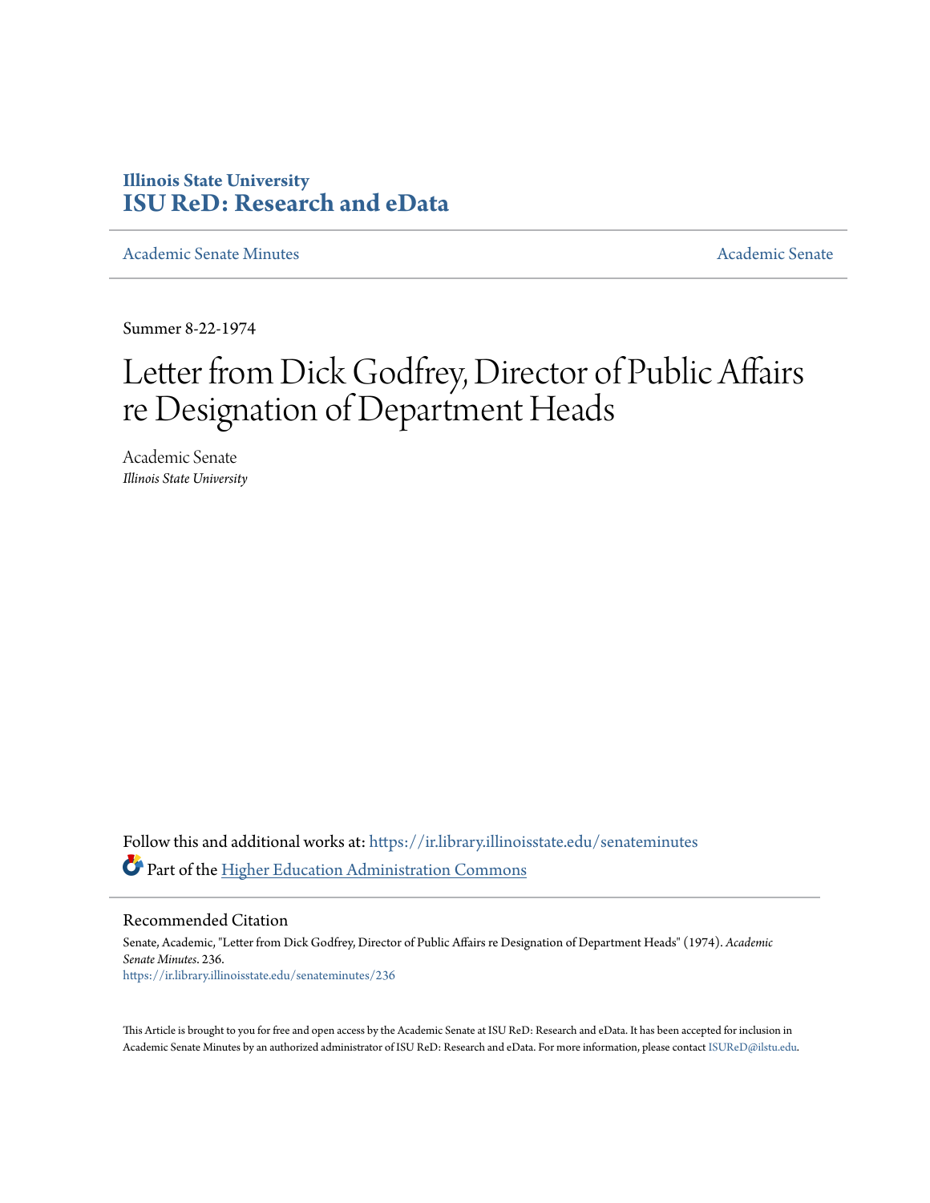Illinois State University
**ISU ReD: Research and eData**

Academic Senate Minutes | Academic Senate

Summer 8-22-1974

# Letter from Dick Godfrey, Director of Public Affairs re Designation of Department Heads

Academic Senate
*Illinois State University*

Follow this and additional works at: https://ir.library.illinoisstate.edu/senateminutes

Part of the Higher Education Administration Commons

## Recommended Citation

Senate, Academic, "Letter from Dick Godfrey, Director of Public Affairs re Designation of Department Heads" (1974). *Academic Senate Minutes*. 236.
https://ir.library.illinoisstate.edu/senateminutes/236

This Article is brought to you for free and open access by the Academic Senate at ISU ReD: Research and eData. It has been accepted for inclusion in Academic Senate Minutes by an authorized administrator of ISU ReD: Research and eData. For more information, please contact ISUReD@ilstu.edu.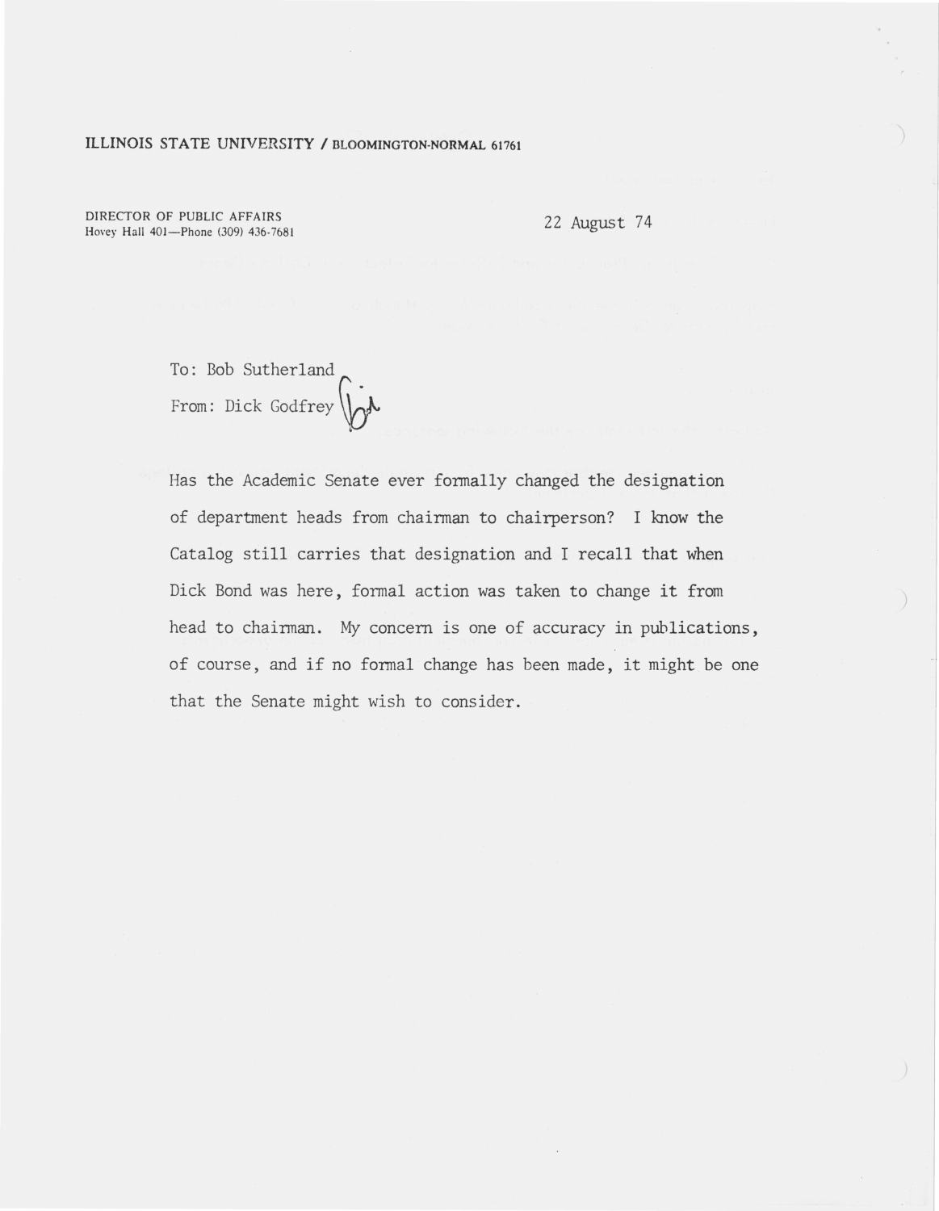ILLINOIS STATE UNIVERSITY / BLOOMINGTON-NORMAL 61761

DIRECTOR OF PUBLIC AFFAIRS
Hovey Hall 401—Phone (309) 436-7681

22 August 74

To: Bob Sutherland
From: Dick Godfrey

Has the Academic Senate ever formally changed the designation of department heads from chairman to chairperson? I know the Catalog still carries that designation and I recall that when Dick Bond was here, formal action was taken to change it from head to chairman. My concern is one of accuracy in publications, of course, and if no formal change has been made, it might be one that the Senate might wish to consider.